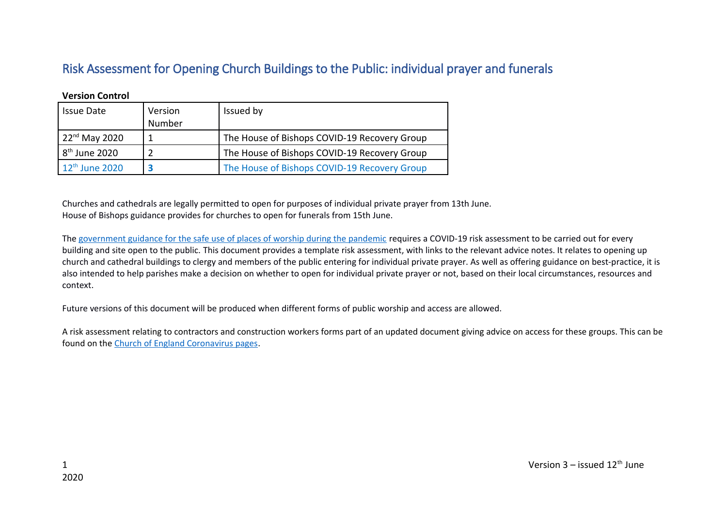# Risk Assessment for Opening Church Buildings to the Public: individual prayer and funerals

**Version Control**

| Issue Date | Version Number | Issued by |
| --- | --- | --- |
| 22nd May 2020 | 1 | The House of Bishops COVID-19 Recovery Group |
| 8th June 2020 | 2 | The House of Bishops COVID-19 Recovery Group |
| 12th June 2020 | **3** | The House of Bishops COVID-19 Recovery Group |

Churches and cathedrals are legally permitted to open for purposes of individual private prayer from 13th June.
House of Bishops guidance provides for churches to open for funerals from 15th June.

The government guidance for the safe use of places of worship during the pandemic requires a COVID-19 risk assessment to be carried out for every building and site open to the public. This document provides a template risk assessment, with links to the relevant advice notes. It relates to opening up church and cathedral buildings to clergy and members of the public entering for individual private prayer. As well as offering guidance on best-practice, it is also intended to help parishes make a decision on whether to open for individual private prayer or not, based on their local circumstances, resources and context.

Future versions of this document will be produced when different forms of public worship and access are allowed.

A risk assessment relating to contractors and construction workers forms part of an updated document giving advice on access for these groups. This can be found on the Church of England Coronavirus pages.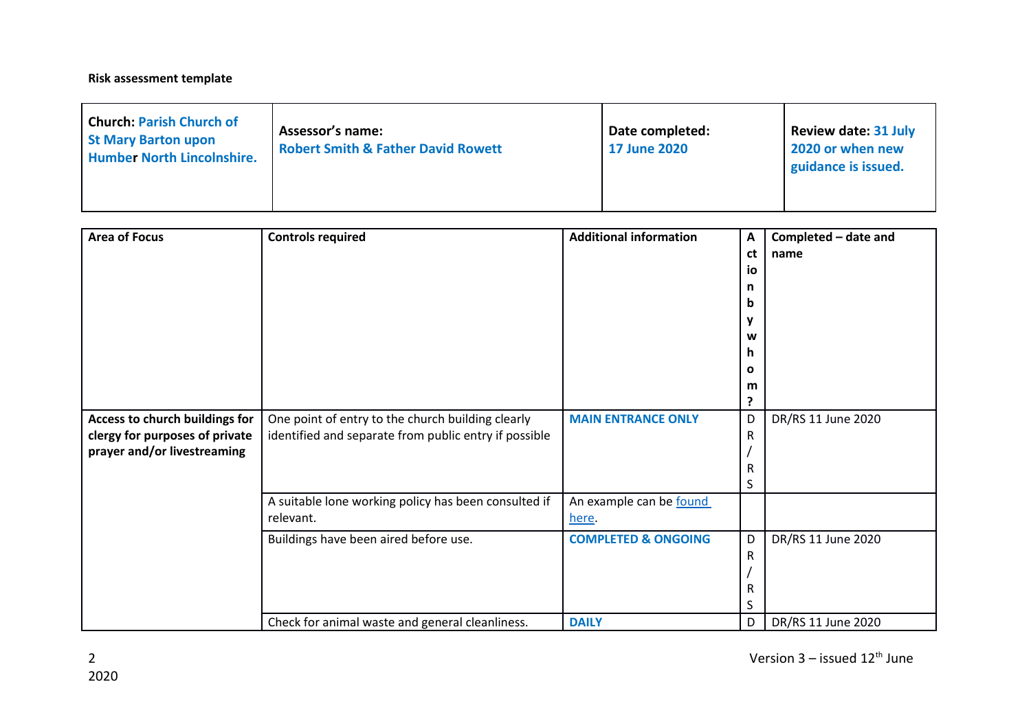**Risk assessment template**

| **Church:** Parish Church of St Mary Barton upon Humber North Lincolnshire. | **Assessor's name:** Robert Smith & Father David Rowett | **Date completed:** 17 June 2020 | **Review date:** 31 July 2020 or when new guidance is issued. |
|---|---|---|---|

| Area of Focus | Controls required | Additional information | Action by whom? | Completed – date and name |
|---|---|---|---|---|
| **Access to church buildings for clergy for purposes of private prayer and/or livestreaming** | One point of entry to the church building clearly identified and separate from public entry if possible | **MAIN ENTRANCE ONLY** | DR/RS | DR/RS 11 June 2020 |
| | A suitable lone working policy has been consulted if relevant. | An example can be found here. | | |
| | Buildings have been aired before use. | **COMPLETED & ONGOING** | DR/RS | DR/RS 11 June 2020 |
| | Check for animal waste and general cleanliness. | **DAILY** | D | DR/RS 11 June 2020 |

Version 3 – issued 12th June 2020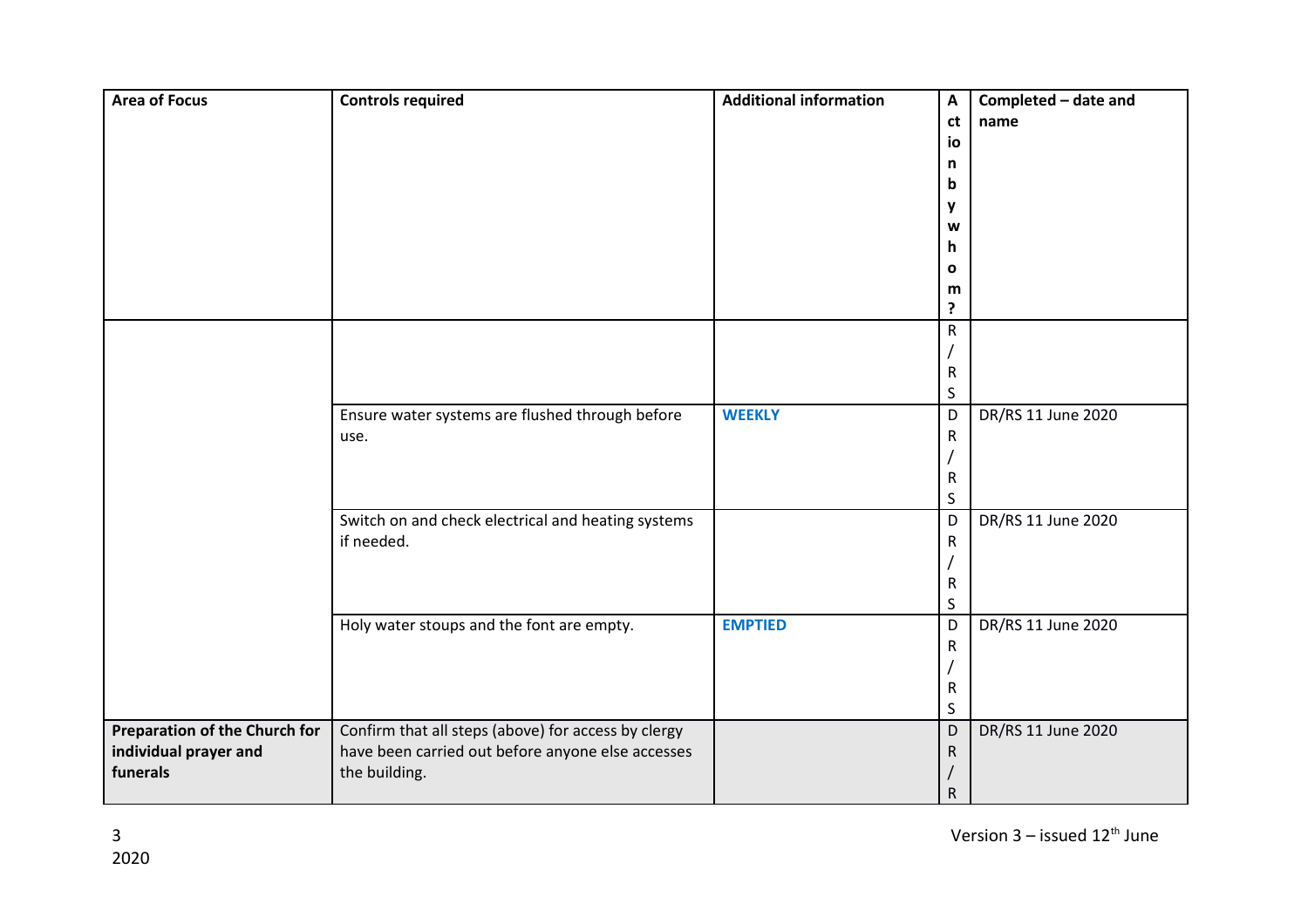| Area of Focus | Controls required | Additional information | Action by whom? | Completed – date and name |
| --- | --- | --- | --- | --- |
| | | | R/RS | |
| | Ensure water systems are flushed through before use. | **WEEKLY** | DR/RS | DR/RS 11 June 2020 |
| | Switch on and check electrical and heating systems if needed. | | DR/RS | DR/RS 11 June 2020 |
| | Holy water stoups and the font are empty. | **EMPTIED** | DR/RS | DR/RS 11 June 2020 |
| **Preparation of the Church for individual prayer and funerals** | Confirm that all steps (above) for access by clergy have been carried out before anyone else accesses the building. | | DR/R | DR/RS 11 June 2020 |

Version 3 – issued 12th June 2020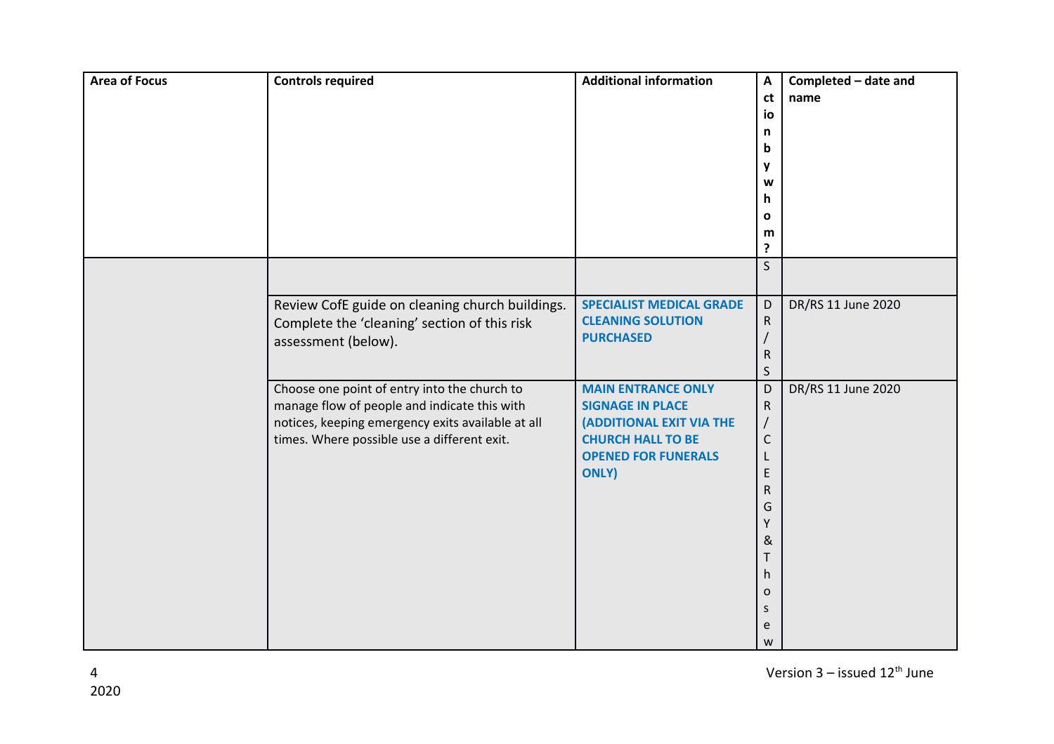| Area of Focus | Controls required | Additional information | Action by whom? | Completed – date and name |
|---|---|---|---|---|
| | | | S | |
| | Review CofE guide on cleaning church buildings. Complete the 'cleaning' section of this risk assessment (below). | **SPECIALIST MEDICAL GRADE CLEANING SOLUTION PURCHASED** | DR/RS | DR/RS 11 June 2020 |
| | Choose one point of entry into the church to manage flow of people and indicate this with notices, keeping emergency exits available at all times. Where possible use a different exit. | **MAIN ENTRANCE ONLY SIGNAGE IN PLACE (ADDITIONAL EXIT VIA THE CHURCH HALL TO BE OPENED FOR FUNERALS ONLY)** | DR/CLERGY & Those w | DR/RS 11 June 2020 |

Version 3 – issued 12th June 2020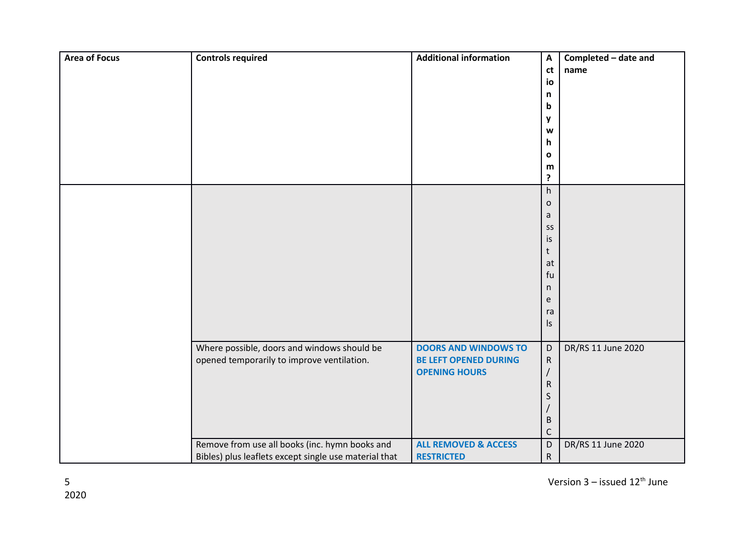| Area of Focus | Controls required | Additional information | Action by whom? | Completed – date and name |
| --- | --- | --- | --- | --- |
| | | | ho assist at funerals | |
| | Where possible, doors and windows should be opened temporarily to improve ventilation. | **DOORS AND WINDOWS TO BE LEFT OPENED DURING OPENING HOURS** | DR/RS/BC | DR/RS 11 June 2020 |
| | Remove from use all books (inc. hymn books and Bibles) plus leaflets except single use material that | **ALL REMOVED & ACCESS RESTRICTED** | DR | DR/RS 11 June 2020 |

Version 3 – issued 12th June 2020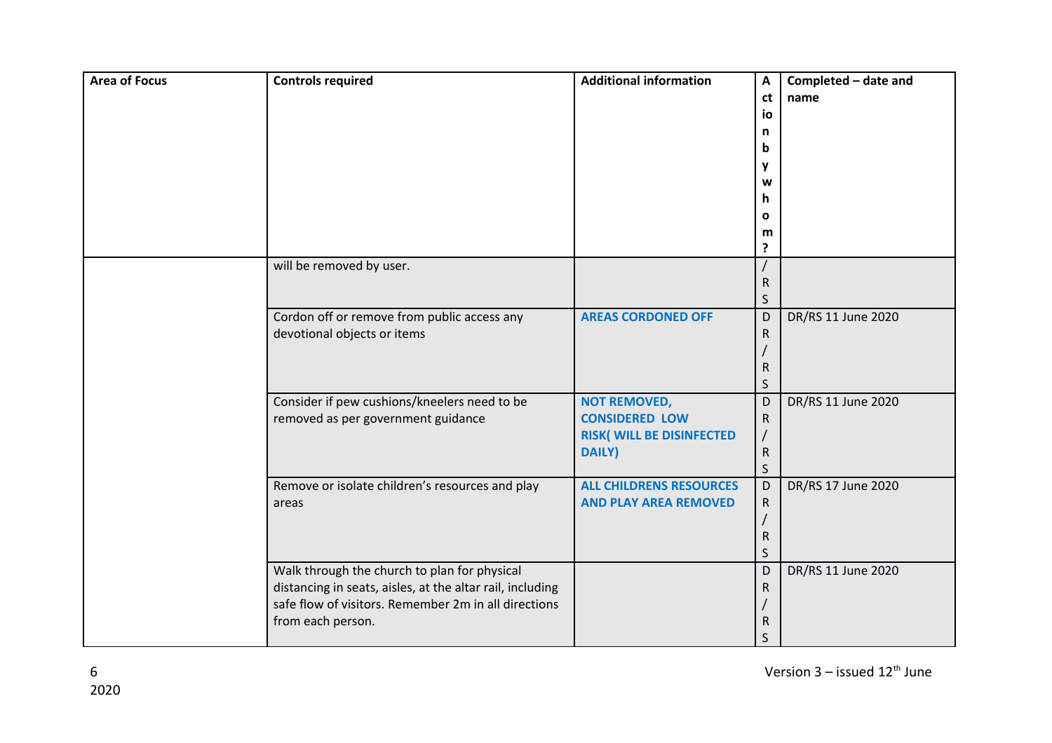| Area of Focus | Controls required | Additional information | Action by whom? | Completed – date and name |
|---|---|---|---|---|
| | will be removed by user. | | /RS | |
| | Cordon off or remove from public access any devotional objects or items | **AREAS CORDONED OFF** | DR/RS | DR/RS 11 June 2020 |
| | Consider if pew cushions/kneelers need to be removed as per government guidance | **NOT REMOVED, CONSIDERED LOW RISK( WILL BE DISINFECTED DAILY)** | DR/RS | DR/RS 11 June 2020 |
| | Remove or isolate children's resources and play areas | **ALL CHILDRENS RESOURCES AND PLAY AREA REMOVED** | DR/RS | DR/RS 17 June 2020 |
| | Walk through the church to plan for physical distancing in seats, aisles, at the altar rail, including safe flow of visitors. Remember 2m in all directions from each person. | | DR/RS | DR/RS 11 June 2020 |

Version 3 – issued 12th June 2020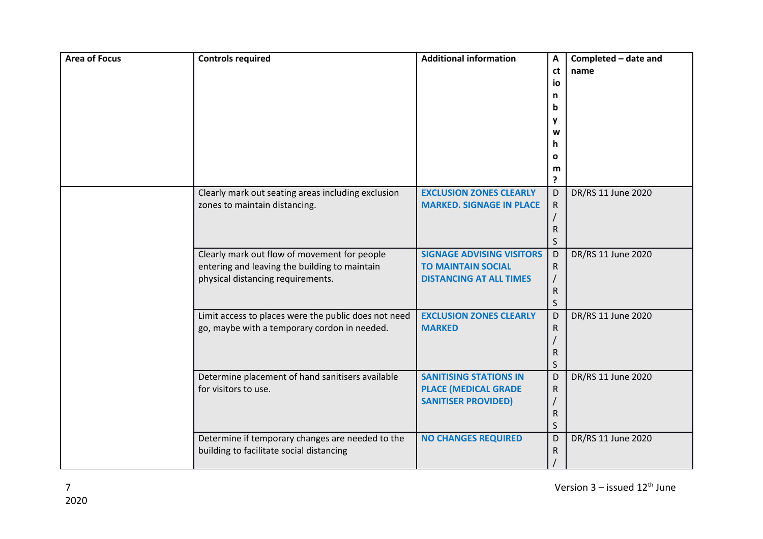| Area of Focus | Controls required | Additional information | Action by whom? | Completed – date and name |
| --- | --- | --- | --- | --- |
| | Clearly mark out seating areas including exclusion zones to maintain distancing. | **EXCLUSION ZONES CLEARLY MARKED. SIGNAGE IN PLACE** | DR/RS | DR/RS 11 June 2020 |
| | Clearly mark out flow of movement for people entering and leaving the building to maintain physical distancing requirements. | **SIGNAGE ADVISING VISITORS TO MAINTAIN SOCIAL DISTANCING AT ALL TIMES** | DR/RS | DR/RS 11 June 2020 |
| | Limit access to places were the public does not need go, maybe with a temporary cordon in needed. | **EXCLUSION ZONES CLEARLY MARKED** | DR/RS | DR/RS 11 June 2020 |
| | Determine placement of hand sanitisers available for visitors to use. | **SANITISING STATIONS IN PLACE (MEDICAL GRADE SANITISER PROVIDED)** | DR/RS | DR/RS 11 June 2020 |
| | Determine if temporary changes are needed to the building to facilitate social distancing | **NO CHANGES REQUIRED** | DR/ | DR/RS 11 June 2020 |

Version 3 – issued 12th June 2020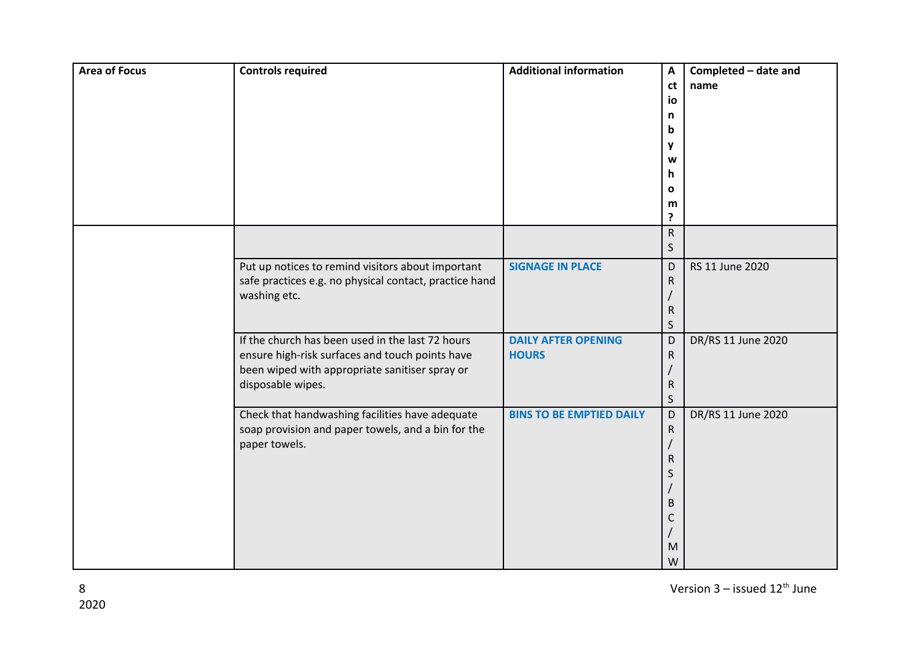| Area of Focus | Controls required | Additional information | Action by whom? | Completed – date and name |
|---|---|---|---|---|
| | | | RS | |
| | Put up notices to remind visitors about important safe practices e.g. no physical contact, practice hand washing etc. | **SIGNAGE IN PLACE** | DR/RS | RS 11 June 2020 |
| | If the church has been used in the last 72 hours ensure high-risk surfaces and touch points have been wiped with appropriate sanitiser spray or disposable wipes. | **DAILY AFTER OPENING HOURS** | DR/RS | DR/RS 11 June 2020 |
| | Check that handwashing facilities have adequate soap provision and paper towels, and a bin for the paper towels. | **BINS TO BE EMPTIED DAILY** | DR/RS/BC/MW | DR/RS 11 June 2020 |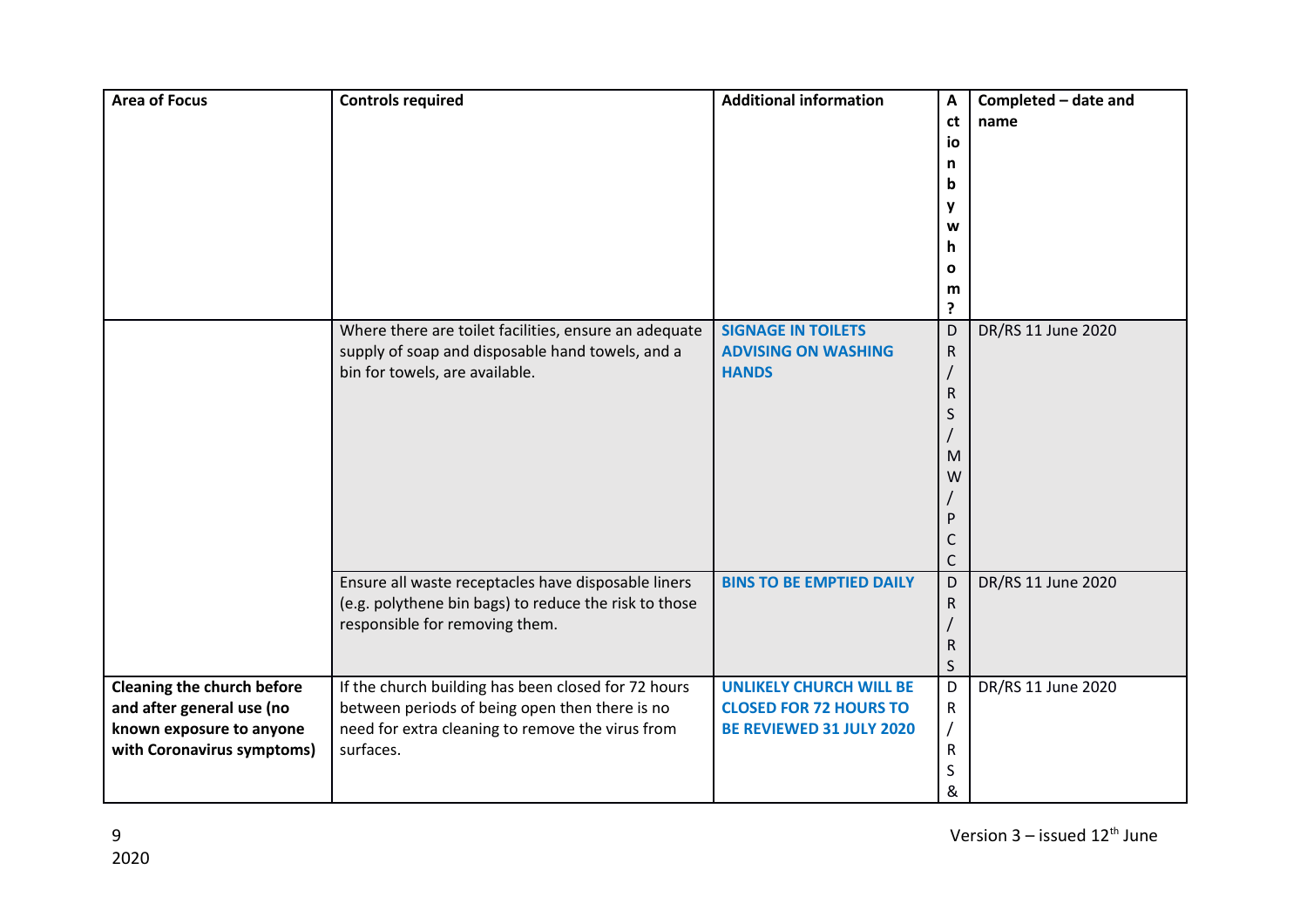| Area of Focus | Controls required | Additional information | Action by whom? | Completed – date and name |
| --- | --- | --- | --- | --- |
| | Where there are toilet facilities, ensure an adequate supply of soap and disposable hand towels, and a bin for towels, are available. | **SIGNAGE IN TOILETS ADVISING ON WASHING HANDS** | DR/RS/MW/PCC | DR/RS 11 June 2020 |
| | Ensure all waste receptacles have disposable liners (e.g. polythene bin bags) to reduce the risk to those responsible for removing them. | **BINS TO BE EMPTIED DAILY** | DR/RS | DR/RS 11 June 2020 |
| **Cleaning the church before and after general use (no known exposure to anyone with Coronavirus symptoms)** | If the church building has been closed for 72 hours between periods of being open then there is no need for extra cleaning to remove the virus from surfaces. | **UNLIKELY CHURCH WILL BE CLOSED FOR 72 HOURS TO BE REVIEWED 31 JULY 2020** | DR/RS & | DR/RS 11 June 2020 |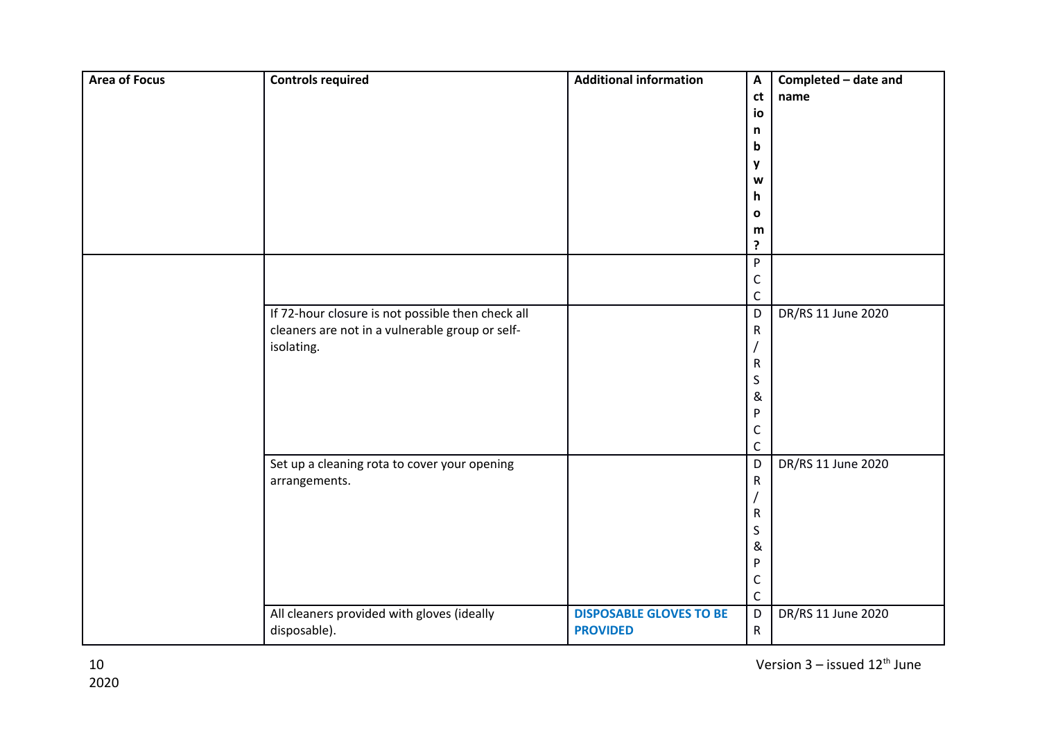| Area of Focus | Controls required | Additional information | Action by whom? | Completed – date and name |
| --- | --- | --- | --- | --- |
| | | | PCC | |
| | If 72-hour closure is not possible then check all cleaners are not in a vulnerable group or self-isolating. | | DR/RS & PCC | DR/RS 11 June 2020 |
| | Set up a cleaning rota to cover your opening arrangements. | | DR/RS & PCC | DR/RS 11 June 2020 |
| | All cleaners provided with gloves (ideally disposable). | **DISPOSABLE GLOVES TO BE PROVIDED** | DR | DR/RS 11 June 2020 |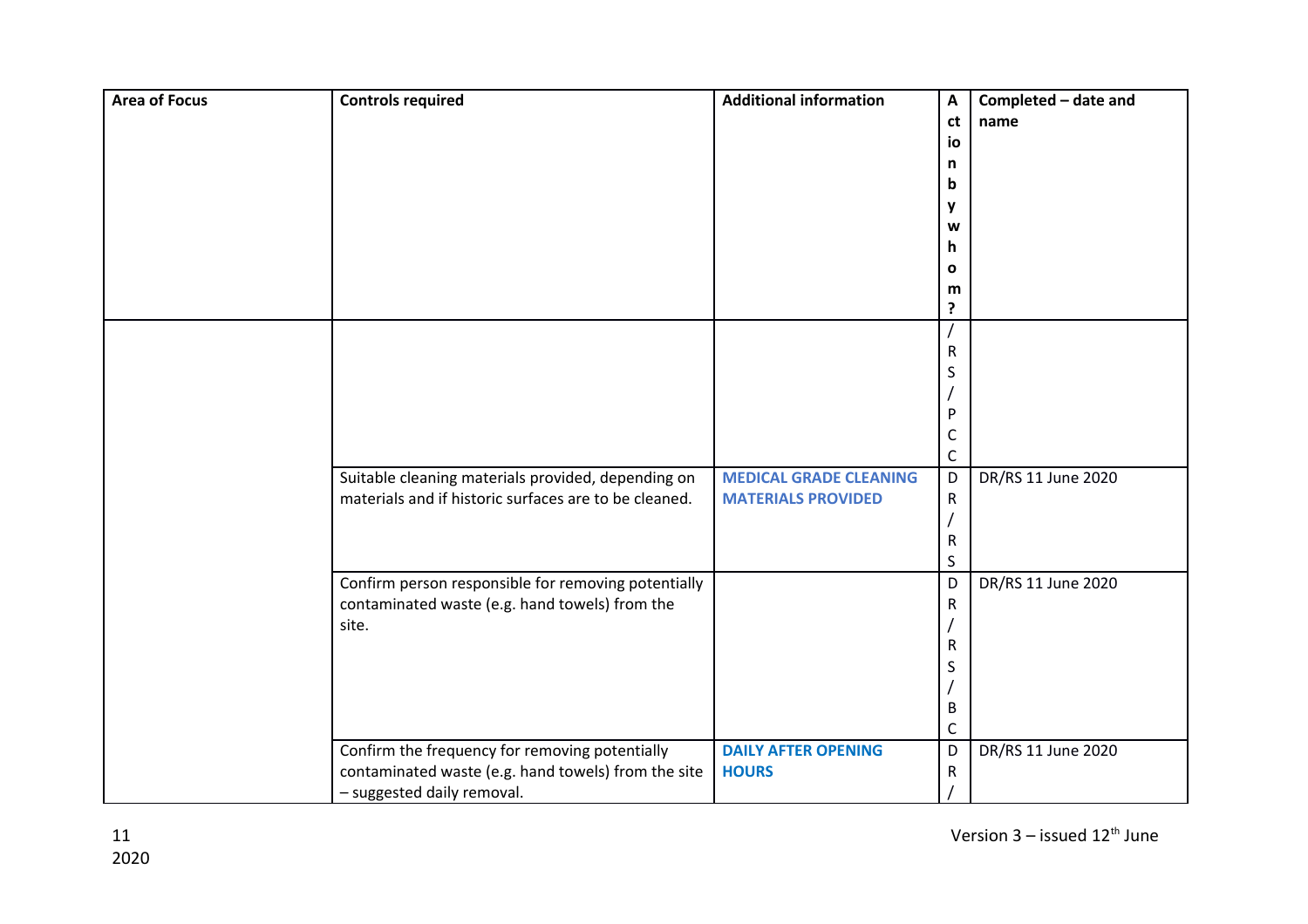| Area of Focus | Controls required | Additional information | Action by whom? | Completed – date and name |
|---|---|---|---|---|
| | | | /RS/PCC | |
| | Suitable cleaning materials provided, depending on materials and if historic surfaces are to be cleaned. | **MEDICAL GRADE CLEANING MATERIALS PROVIDED** | DR/RS | DR/RS 11 June 2020 |
| | Confirm person responsible for removing potentially contaminated waste (e.g. hand towels) from the site. | | DR/RS/BC | DR/RS 11 June 2020 |
| | Confirm the frequency for removing potentially contaminated waste (e.g. hand towels) from the site – suggested daily removal. | **DAILY AFTER OPENING HOURS** | DR/ | DR/RS 11 June 2020 |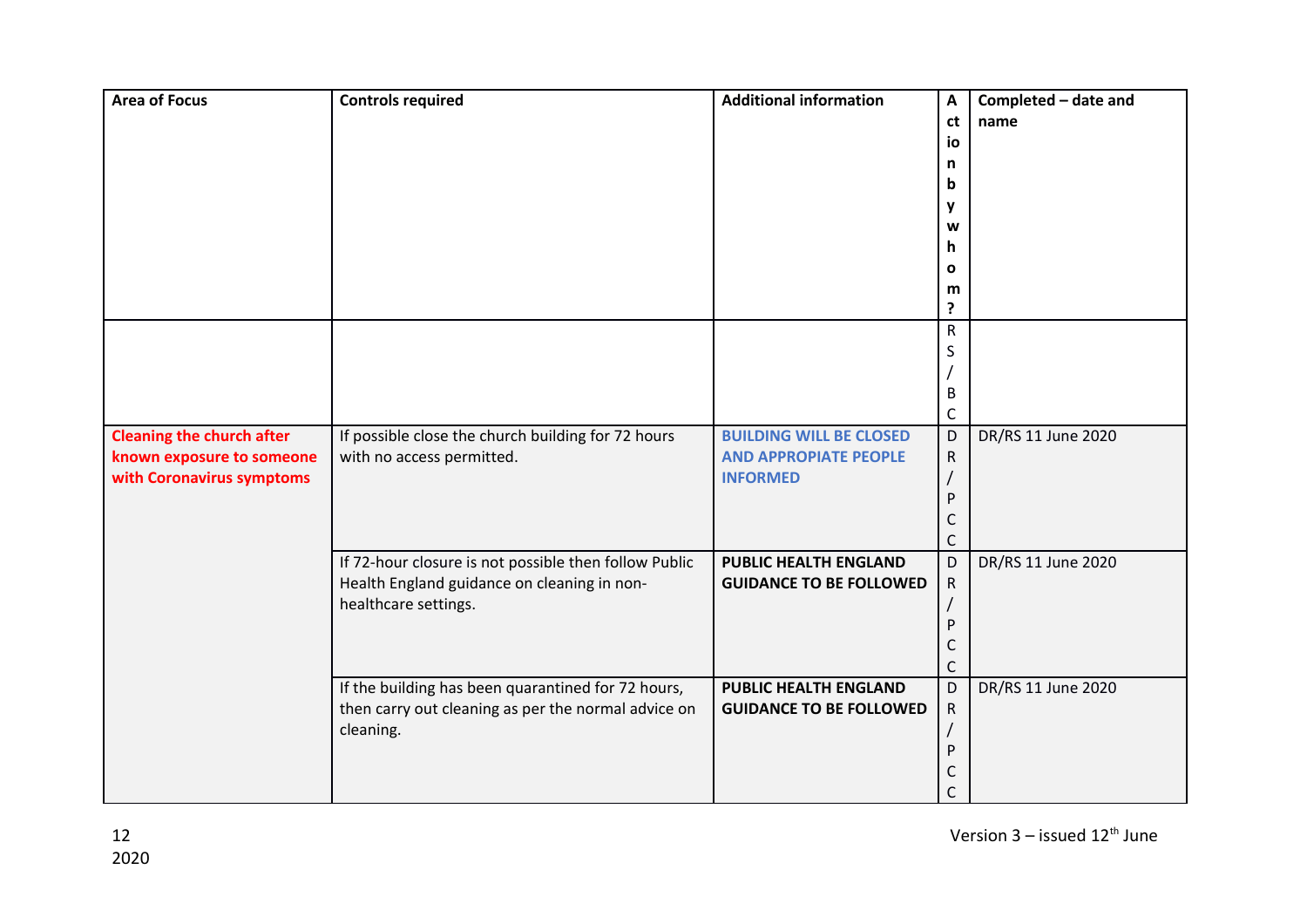| Area of Focus | Controls required | Additional information | Action by whom? | Completed – date and name |
|---|---|---|---|---|
| | | | RS/BC | |
| **Cleaning the church after known exposure to someone with Coronavirus symptoms** | If possible close the church building for 72 hours with no access permitted. | **BUILDING WILL BE CLOSED AND APPROPIATE PEOPLE INFORMED** | DR/PCC | DR/RS 11 June 2020 |
| | If 72-hour closure is not possible then follow Public Health England guidance on cleaning in non-healthcare settings. | **PUBLIC HEALTH ENGLAND GUIDANCE TO BE FOLLOWED** | DR/PCC | DR/RS 11 June 2020 |
| | If the building has been quarantined for 72 hours, then carry out cleaning as per the normal advice on cleaning. | **PUBLIC HEALTH ENGLAND GUIDANCE TO BE FOLLOWED** | DR/PCC | DR/RS 11 June 2020 |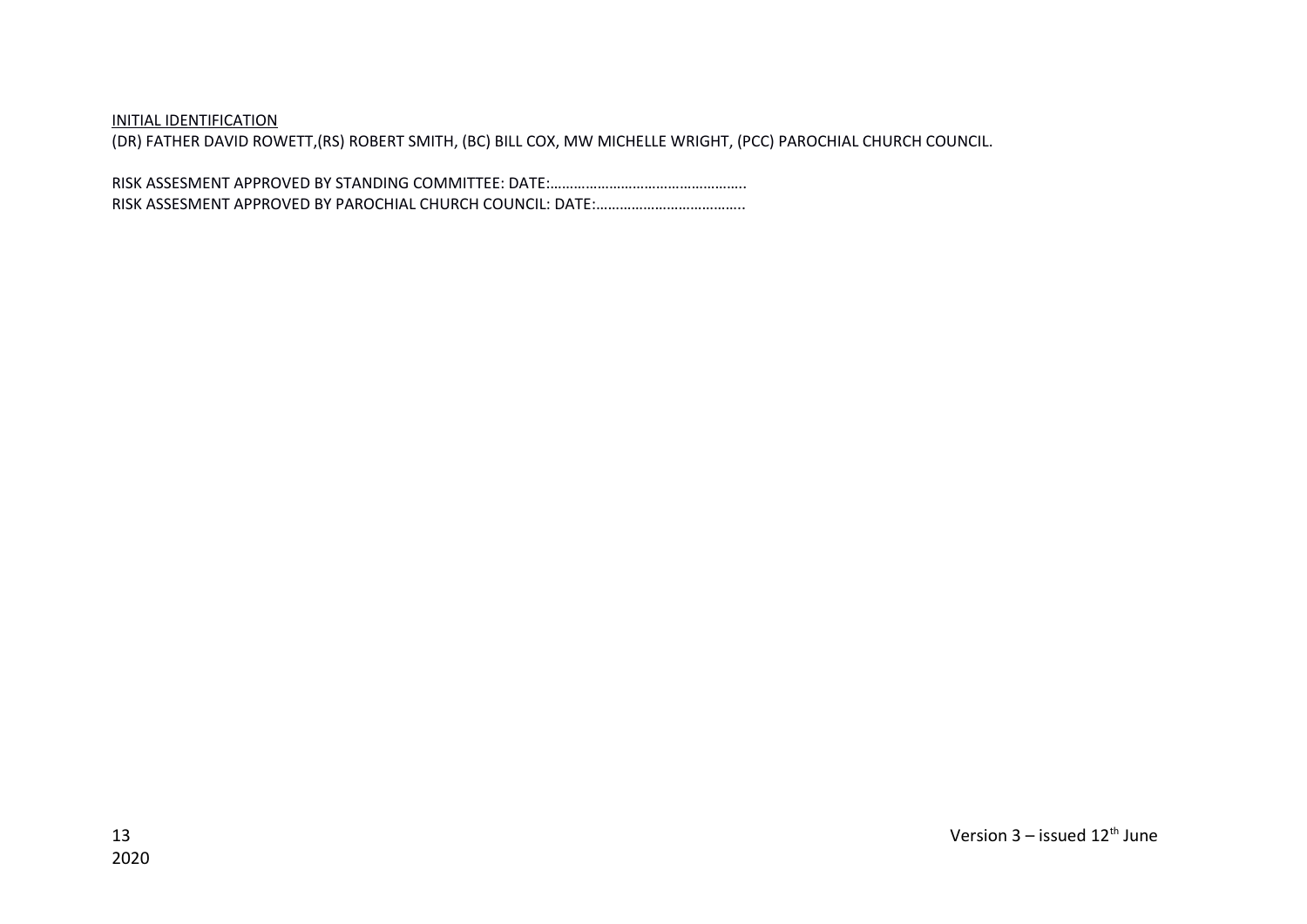INITIAL IDENTIFICATION

(DR) FATHER DAVID ROWETT,(RS) ROBERT SMITH, (BC) BILL COX, MW MICHELLE WRIGHT, (PCC) PAROCHIAL CHURCH COUNCIL.

RISK ASSESMENT APPROVED BY STANDING COMMITTEE: DATE:…………………………………………..

RISK ASSESMENT APPROVED BY PAROCHIAL CHURCH COUNCIL: DATE:………………………………..